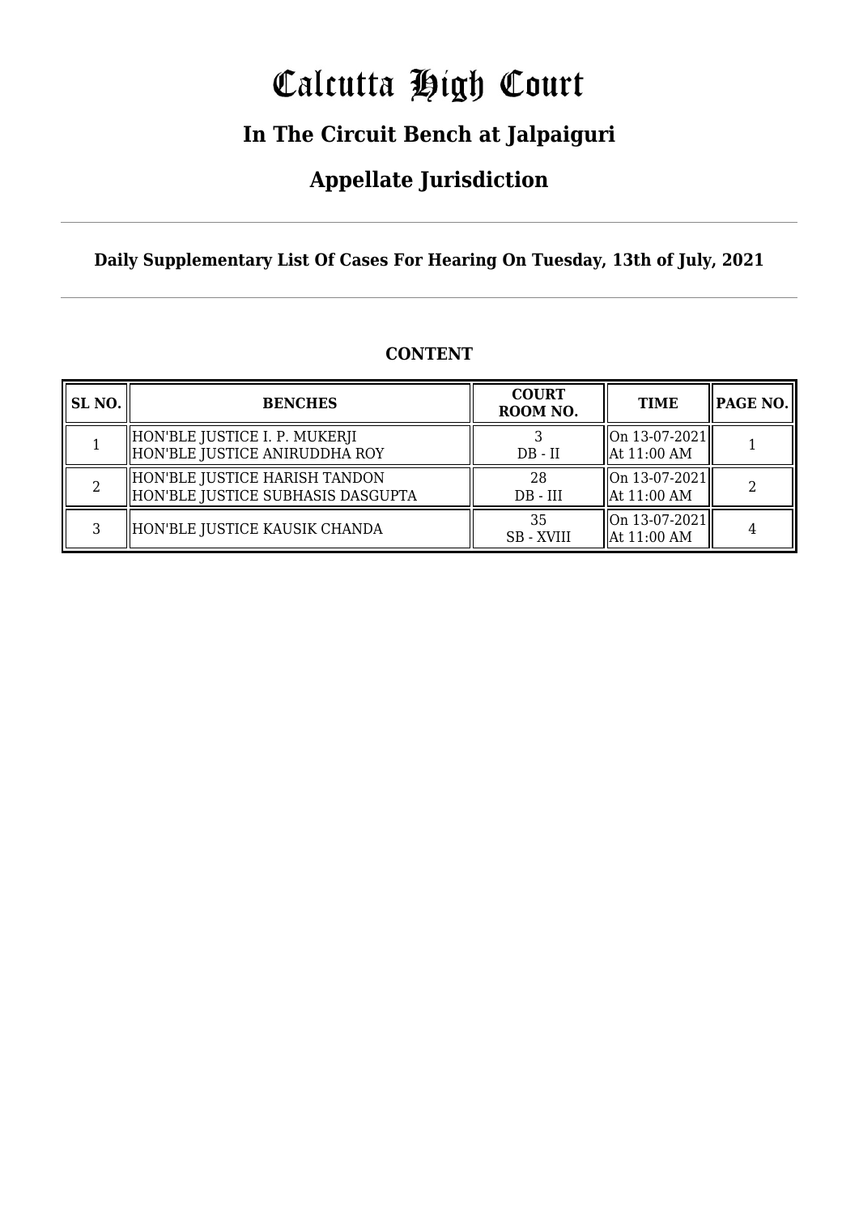# Calcutta High Court

## In The Circuit Bench at Jalpaiguri

## Appellate Jurisdiction

**Daily Supplementary List Of Cases For Hearing On Tuesday, 13th of July, 2021**

**CONTENT**

| SL NO. | BENCHES | COURT ROOM NO. | TIME | PAGE NO. |
|---|---|---|---|---|
| 1 | HON'BLE JUSTICE I. P. MUKERJI<br>HON'BLE JUSTICE ANIRUDDHA ROY | 3<br>DB - II | On 13-07-2021<br>At 11:00 AM | 1 |
| 2 | HON'BLE JUSTICE HARISH TANDON<br>HON'BLE JUSTICE SUBHASIS DASGUPTA | 28<br>DB - III | On 13-07-2021<br>At 11:00 AM | 2 |
| 3 | HON'BLE JUSTICE KAUSIK CHANDA | 35<br>SB - XVIII | On 13-07-2021<br>At 11:00 AM | 4 |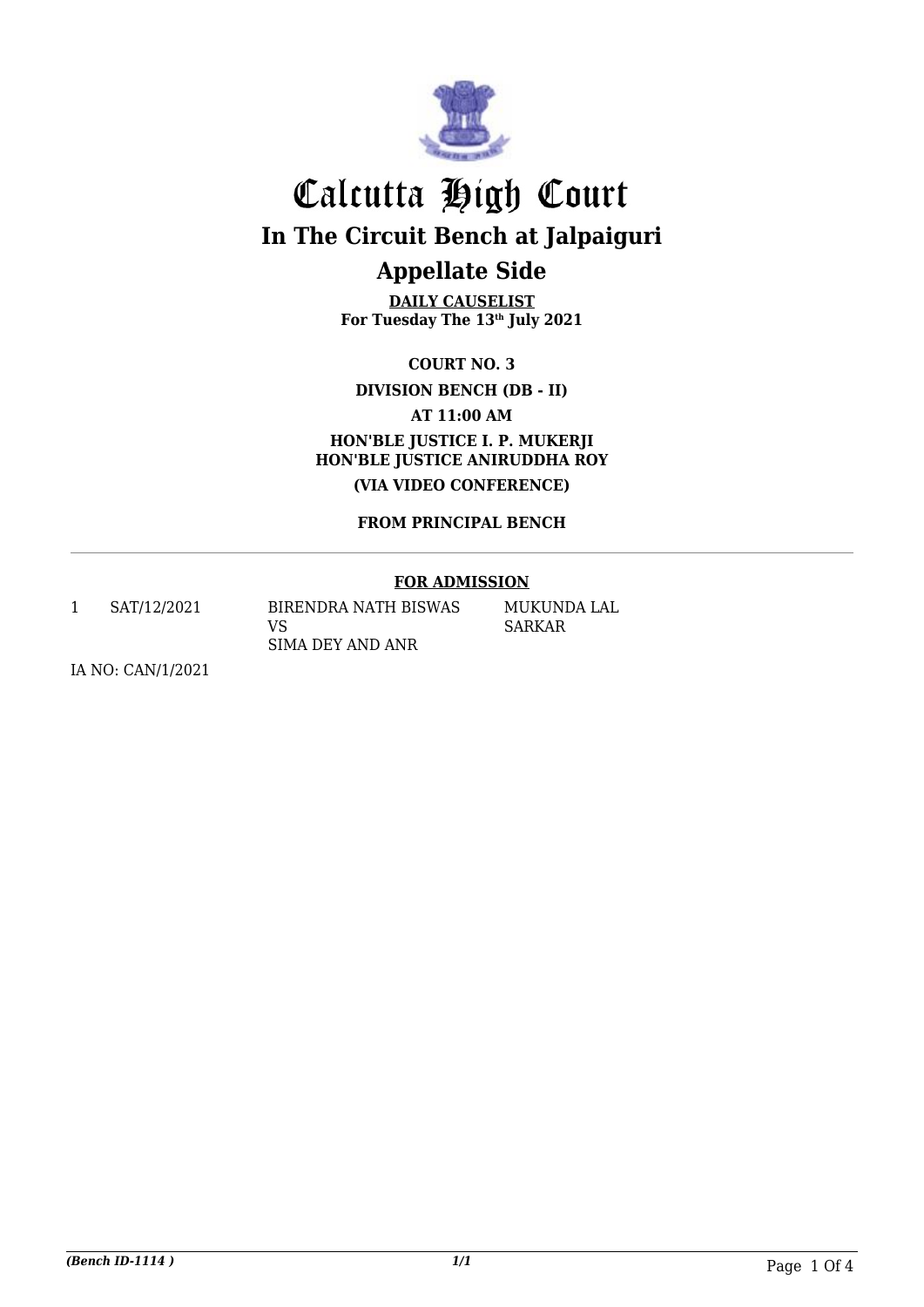# Calcutta High Court

## In The Circuit Bench at Jalpaiguri

## Appellate Side

**DAILY CAUSELIST**
**For Tuesday The 13th July 2021**

**COURT NO. 3**

**DIVISION BENCH (DB - II)**

**AT 11:00 AM**

**HON'BLE JUSTICE I. P. MUKERJI**
**HON'BLE JUSTICE ANIRUDDHA ROY**

**(VIA VIDEO CONFERENCE)**

**FROM PRINCIPAL BENCH**

---

**FOR ADMISSION**

| | | | |
|---|---|---|---|
| 1 | SAT/12/2021 | BIRENDRA NATH BISWAS<br>VS<br>SIMA DEY AND ANR | MUKUNDA LAL SARKAR |

IA NO: CAN/1/2021

*(Bench ID-1114 )* *1/1*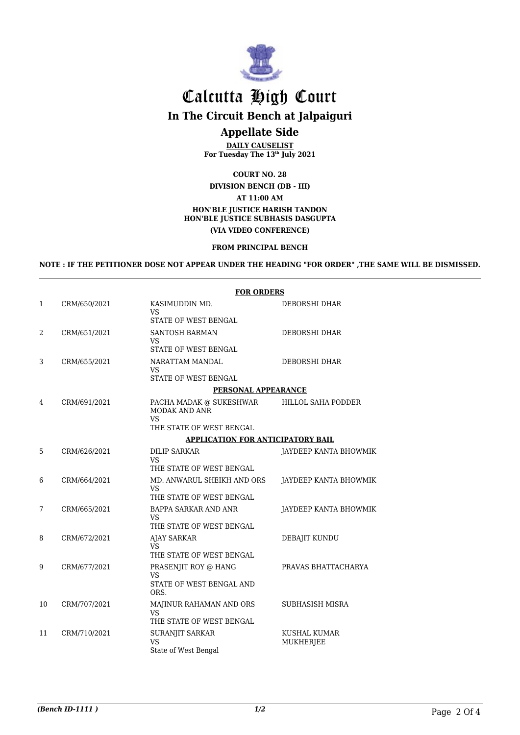# Calcutta High Court

## In The Circuit Bench at Jalpaiguri

## Appellate Side

**DAILY CAUSELIST**
**For Tuesday The 13th July 2021**

**COURT NO. 28**

**DIVISION BENCH (DB - III)**

**AT 11:00 AM**

**HON'BLE JUSTICE HARISH TANDON**
**HON'BLE JUSTICE SUBHASIS DASGUPTA**

**(VIA VIDEO CONFERENCE)**

**FROM PRINCIPAL BENCH**

**NOTE : IF THE PETITIONER DOSE NOT APPEAR UNDER THE HEADING "FOR ORDER" ,THE SAME WILL BE DISMISSED.**

**FOR ORDERS**

| | | | |
|---|---|---|---|
| 1 | CRM/650/2021 | KASIMUDDIN MD.<br>VS<br>STATE OF WEST BENGAL | DEBORSHI DHAR |
| 2 | CRM/651/2021 | SANTOSH BARMAN<br>VS<br>STATE OF WEST BENGAL | DEBORSHI DHAR |
| 3 | CRM/655/2021 | NARATTAM MANDAL<br>VS<br>STATE OF WEST BENGAL | DEBORSHI DHAR |

**PERSONAL APPEARANCE**

| | | | |
|---|---|---|---|
| 4 | CRM/691/2021 | PACHA MADAK @ SUKESHWAR MODAK AND ANR<br>VS<br>THE STATE OF WEST BENGAL | HILLOL SAHA PODDER |

**APPLICATION FOR ANTICIPATORY BAIL**

| | | | |
|---|---|---|---|
| 5 | CRM/626/2021 | DILIP SARKAR<br>VS<br>THE STATE OF WEST BENGAL | JAYDEEP KANTA BHOWMIK |
| 6 | CRM/664/2021 | MD. ANWARUL SHEIKH AND ORS<br>VS<br>THE STATE OF WEST BENGAL | JAYDEEP KANTA BHOWMIK |
| 7 | CRM/665/2021 | BAPPA SARKAR AND ANR<br>VS<br>THE STATE OF WEST BENGAL | JAYDEEP KANTA BHOWMIK |
| 8 | CRM/672/2021 | AJAY SARKAR<br>VS<br>THE STATE OF WEST BENGAL | DEBAJIT KUNDU |
| 9 | CRM/677/2021 | PRASENJIT ROY @ HANG<br>VS<br>STATE OF WEST BENGAL AND ORS. | PRAVAS BHATTACHARYA |
| 10 | CRM/707/2021 | MAJINUR RAHAMAN AND ORS<br>VS<br>THE STATE OF WEST BENGAL | SUBHASISH MISRA |
| 11 | CRM/710/2021 | SURANJIT SARKAR<br>VS<br>State of West Bengal | KUSHAL KUMAR MUKHERJEE |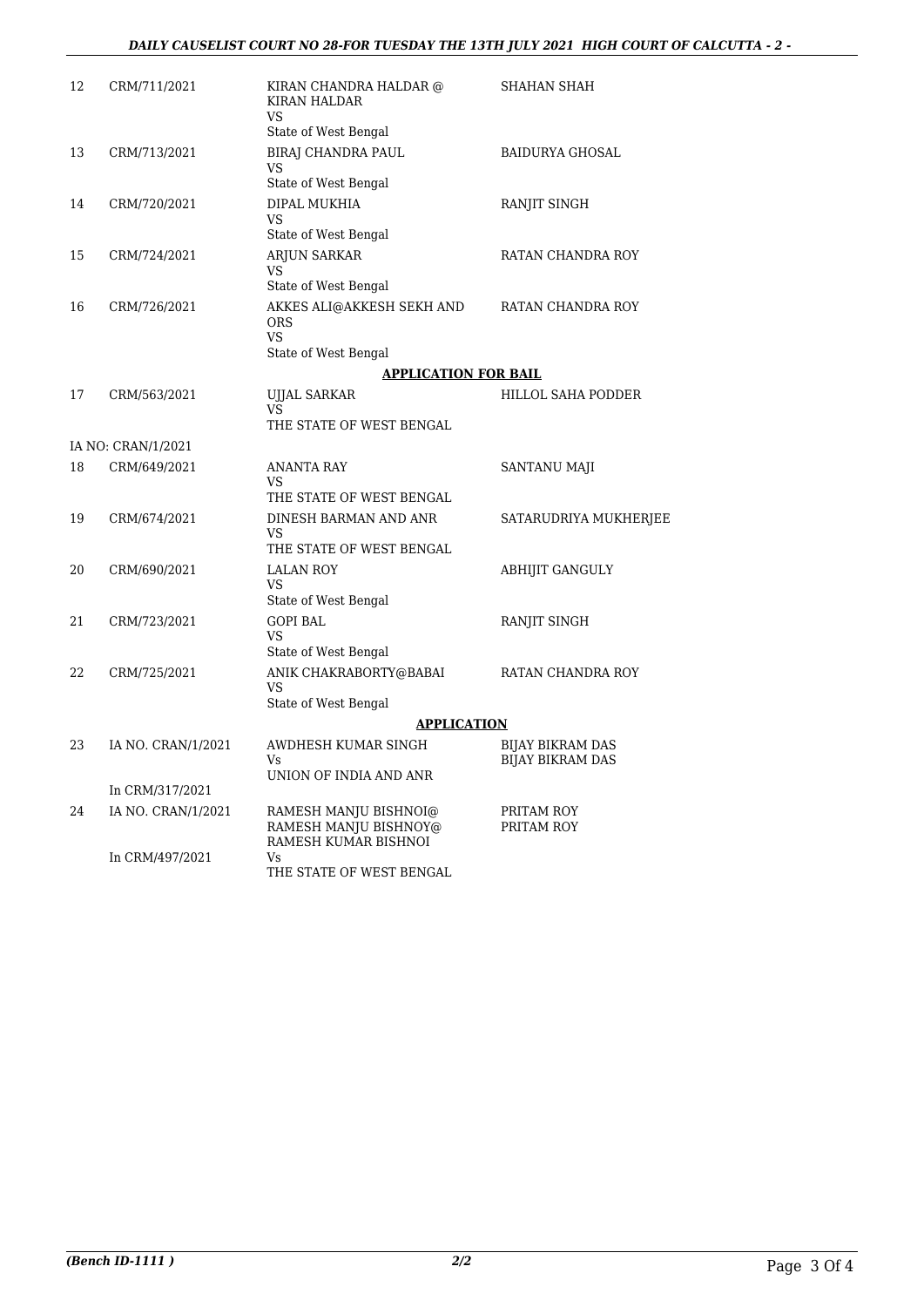| 12 | CRM/711/2021 | KIRAN CHANDRA HALDAR @ KIRAN HALDAR<br>VS<br>State of West Bengal | SHAHAN SHAH |
|---|---|---|---|
| 13 | CRM/713/2021 | BIRAJ CHANDRA PAUL<br>VS<br>State of West Bengal | BAIDURYA GHOSAL |
| 14 | CRM/720/2021 | DIPAL MUKHIA<br>VS<br>State of West Bengal | RANJIT SINGH |
| 15 | CRM/724/2021 | ARJUN SARKAR<br>VS<br>State of West Bengal | RATAN CHANDRA ROY |
| 16 | CRM/726/2021 | AKKES ALI@AKKESH SEKH AND ORS<br>VS<br>State of West Bengal | RATAN CHANDRA ROY |
| | | **APPLICATION FOR BAIL** | |
| 17 | CRM/563/2021 | UJJAL SARKAR<br>VS<br>THE STATE OF WEST BENGAL | HILLOL SAHA PODDER |
| | IA NO: CRAN/1/2021 | | |
| 18 | CRM/649/2021 | ANANTA RAY<br>VS<br>THE STATE OF WEST BENGAL | SANTANU MAJI |
| 19 | CRM/674/2021 | DINESH BARMAN AND ANR<br>VS<br>THE STATE OF WEST BENGAL | SATARUDRIYA MUKHERJEE |
| 20 | CRM/690/2021 | LALAN ROY<br>VS<br>State of West Bengal | ABHIJIT GANGULY |
| 21 | CRM/723/2021 | GOPI BAL<br>VS<br>State of West Bengal | RANJIT SINGH |
| 22 | CRM/725/2021 | ANIK CHAKRABORTY@BABAI<br>VS<br>State of West Bengal | RATAN CHANDRA ROY |
| | | **APPLICATION** | |
| 23 | IA NO. CRAN/1/2021<br><br>In CRM/317/2021 | AWDHESH KUMAR SINGH<br>Vs<br>UNION OF INDIA AND ANR | BIJAY BIKRAM DAS<br>BIJAY BIKRAM DAS |
| 24 | IA NO. CRAN/1/2021<br><br>In CRM/497/2021 | RAMESH MANJU BISHNOI@ RAMESH MANJU BISHNOY@ RAMESH KUMAR BISHNOI<br>Vs<br>THE STATE OF WEST BENGAL | PRITAM ROY<br>PRITAM ROY |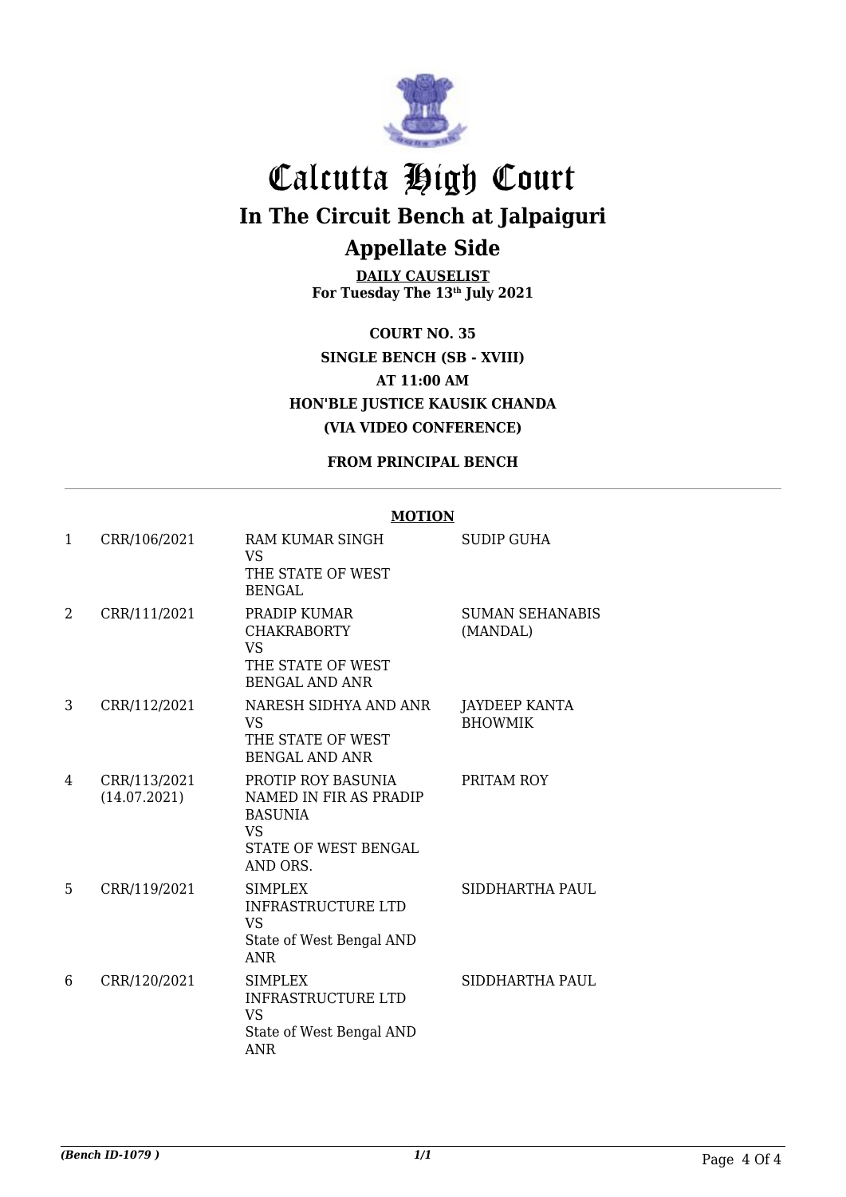# Calcutta High Court

## In The Circuit Bench at Jalpaiguri

## Appellate Side

**DAILY CAUSELIST**
**For Tuesday The 13th July 2021**

**COURT NO. 35**
**SINGLE BENCH (SB - XVIII)**
**AT 11:00 AM**
**HON'BLE JUSTICE KAUSIK CHANDA**
**(VIA VIDEO CONFERENCE)**

**FROM PRINCIPAL BENCH**

**MOTION**

| | | | |
|---|---|---|---|
| 1 | CRR/106/2021 | RAM KUMAR SINGH VS THE STATE OF WEST BENGAL | SUDIP GUHA |
| 2 | CRR/111/2021 | PRADIP KUMAR CHAKRABORTY VS THE STATE OF WEST BENGAL AND ANR | SUMAN SEHANABIS (MANDAL) |
| 3 | CRR/112/2021 | NARESH SIDHYA AND ANR VS THE STATE OF WEST BENGAL AND ANR | JAYDEEP KANTA BHOWMIK |
| 4 | CRR/113/2021 (14.07.2021) | PROTIP ROY BASUNIA NAMED IN FIR AS PRADIP BASUNIA VS STATE OF WEST BENGAL AND ORS. | PRITAM ROY |
| 5 | CRR/119/2021 | SIMPLEX INFRASTRUCTURE LTD VS State of West Bengal AND ANR | SIDDHARTHA PAUL |
| 6 | CRR/120/2021 | SIMPLEX INFRASTRUCTURE LTD VS State of West Bengal AND ANR | SIDDHARTHA PAUL |

*(Bench ID-1079 )* 1/1